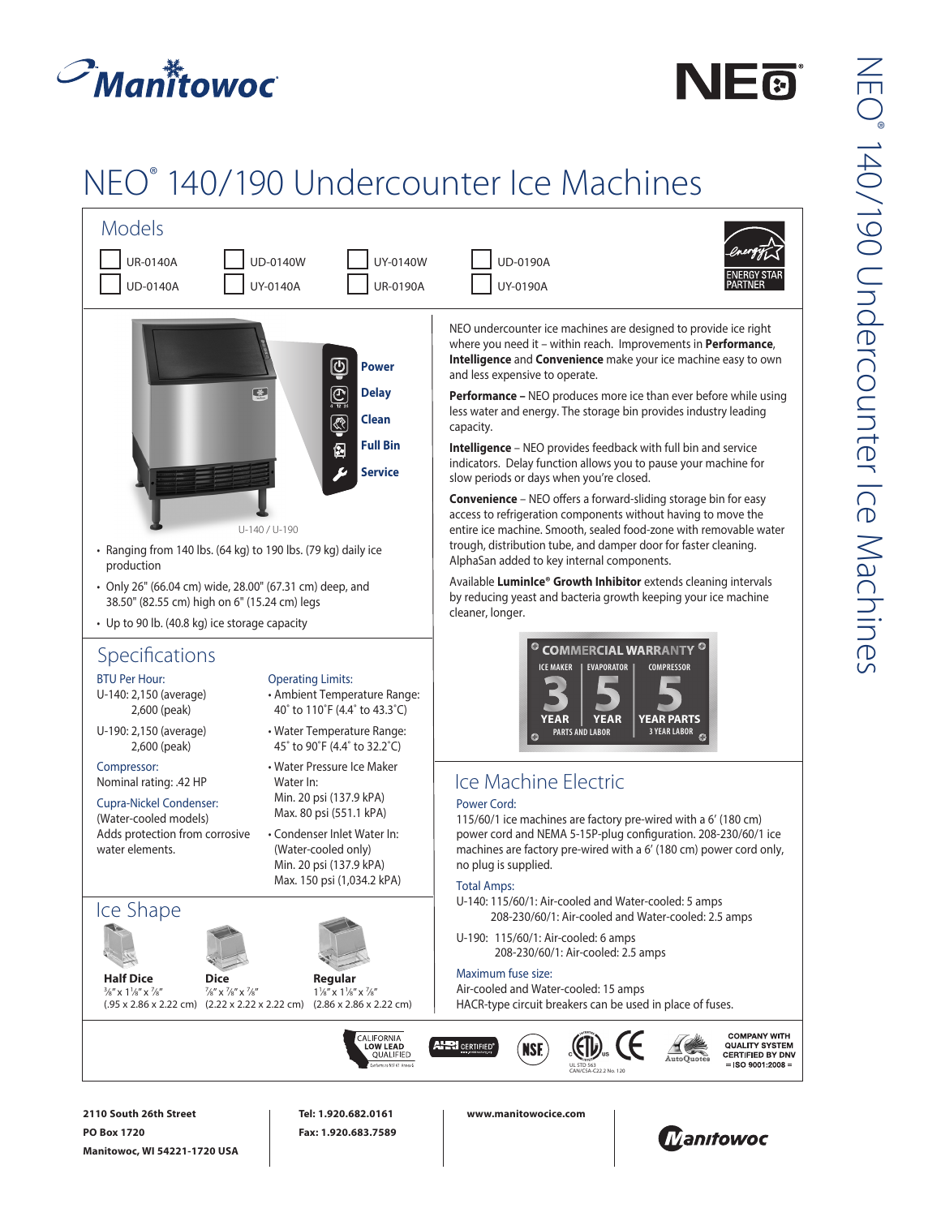# NEO® 140/190 Undercounter Ice Machines

## Models

- ☐ UR-0140A
- ☐ UD-0140A
- ☐ UD-0140W
- ☐ UY-0140A
- ☐ UY-0140W
- ☐ UR-0190A
- ☐ UD-0190A
- ☐ UY-0190A

ENERGY STAR PARTNER

Power
Delay
Clean
Full Bin
Service

U-140 / U-190

- Ranging from 140 lbs. (64 kg) to 190 lbs. (79 kg) daily ice production
- Only 26" (66.04 cm) wide, 28.00" (67.31 cm) deep, and 38.50" (82.55 cm) high on 6" (15.24 cm) legs
- Up to 90 lb. (40.8 kg) ice storage capacity

NEO undercounter ice machines are designed to provide ice right where you need it – within reach. Improvements in **Performance**, **Intelligence** and **Convenience** make your ice machine easy to own and less expensive to operate.

**Performance –** NEO produces more ice than ever before while using less water and energy. The storage bin provides industry leading capacity.

**Intelligence** – NEO provides feedback with full bin and service indicators. Delay function allows you to pause your machine for slow periods or days when you're closed.

**Convenience** – NEO offers a forward-sliding storage bin for easy access to refrigeration components without having to move the entire ice machine. Smooth, sealed food-zone with removable water trough, distribution tube, and damper door for faster cleaning. AlphaSan added to key internal components.

Available **LuminIce® Growth Inhibitor** extends cleaning intervals by reducing yeast and bacteria growth keeping your ice machine cleaner, longer.

**COMMERCIAL WARRANTY**

| ICE MAKER | EVAPORATOR | COMPRESSOR |
|---|---|---|
| 3 YEAR | 5 YEAR | 5 YEAR PARTS |
| PARTS AND LABOR | | 3 YEAR LABOR |

## Specifications

**BTU Per Hour:**
U-140: 2,150 (average)
2,600 (peak)

U-190: 2,150 (average)
2,600 (peak)

**Compressor:**
Nominal rating: .42 HP

**Cupra-Nickel Condenser:**
(Water-cooled models)
Adds protection from corrosive water elements.

**Operating Limits:**
- Ambient Temperature Range: 40˚ to 110˚F (4.4˚ to 43.3˚C)
- Water Temperature Range: 45˚ to 90˚F (4.4˚ to 32.2˚C)
- Water Pressure Ice Maker Water In: Min. 20 psi (137.9 kPA) Max. 80 psi (551.1 kPA)
- Condenser Inlet Water In: (Water-cooled only) Min. 20 psi (137.9 kPA) Max. 150 psi (1,034.2 kPA)

## Ice Machine Electric

**Power Cord:**
115/60/1 ice machines are factory pre-wired with a 6' (180 cm) power cord and NEMA 5-15P-plug configuration. 208-230/60/1 ice machines are factory pre-wired with a 6' (180 cm) power cord only, no plug is supplied.

**Total Amps:**
U-140: 115/60/1: Air-cooled and Water-cooled: 5 amps
208-230/60/1: Air-cooled and Water-cooled: 2.5 amps

U-190: 115/60/1: Air-cooled: 6 amps
208-230/60/1: Air-cooled: 2.5 amps

**Maximum fuse size:**
Air-cooled and Water-cooled: 15 amps
HACR-type circuit breakers can be used in place of fuses.

## Ice Shape

| Half Dice | Dice | Regular |
|---|---|---|
| ⅜" x 1⅛" x ⅞" | ⅞" x ⅞" x ⅞" | 1⅛" x 1⅛" x ⅞" |
| (.95 x 2.86 x 2.22 cm) | (2.22 x 2.22 x 2.22 cm) | (2.86 x 2.86 x 2.22 cm) |

CALIFORNIA LOW LEAD QUALIFIED · AHRI CERTIFIED · NSF · ETL UL STD 563 CAN/CSA-C22.2 No. 120 · CE · AutoQuotes · COMPANY WITH QUALITY SYSTEM CERTIFIED BY DNV = ISO 9001:2008 =

**2110 South 26th Street**
**PO Box 1720**
**Manitowoc, WI 54221-1720 USA**

**Tel: 1.920.682.0161**
**Fax: 1.920.683.7589**

**www.manitowocice.com**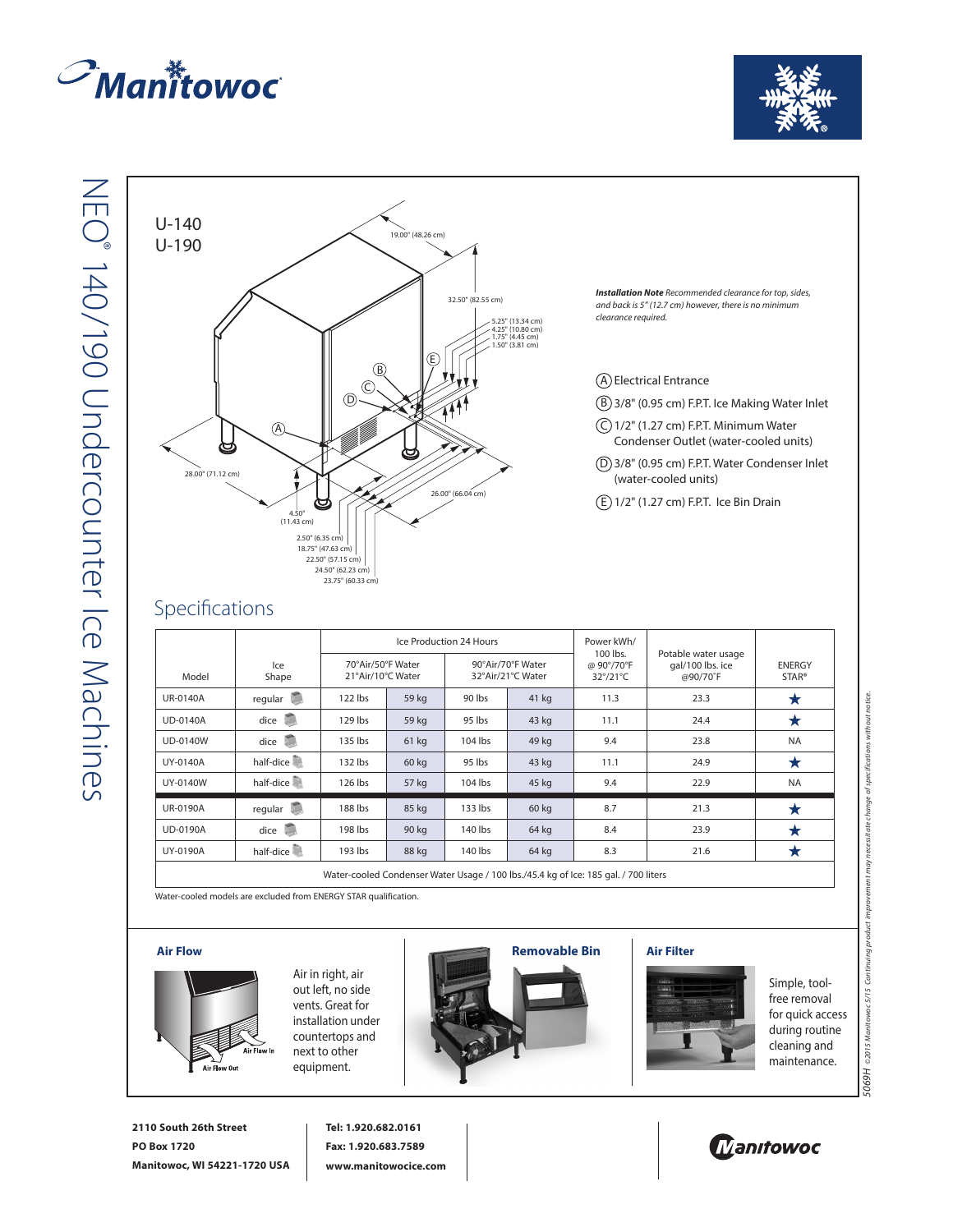# NEO® 140/190 Undercounter Ice Machines

## U-140
## U-190

19.00" (48.26 cm)
32.50" (82.55 cm)
5.25" (13.34 cm)
4.25" (10.80 cm)
1.75" (4.45 cm)
1.50" (3.81 cm)
28.00" (71.12 cm)
26.00" (66.04 cm)
4.50" (11.43 cm)
2.50" (6.35 cm)
18.75" (47.63 cm)
22.50" (57.15 cm)
24.50" (62.23 cm)
23.75" (60.33 cm)

***Installation Note*** *Recommended clearance for top, sides, and back is 5" (12.7 cm) however, there is no minimum clearance required.*

- Ⓐ Electrical Entrance
- Ⓑ 3/8" (0.95 cm) F.P.T. Ice Making Water Inlet
- Ⓒ 1/2" (1.27 cm) F.P.T. Minimum Water Condenser Outlet (water-cooled units)
- Ⓓ 3/8" (0.95 cm) F.P.T. Water Condenser Inlet (water-cooled units)
- Ⓔ 1/2" (1.27 cm) F.P.T. Ice Bin Drain

## Specifications

| Model | Ice Shape | Ice Production 24 Hours | | | | Power kWh/ 100 lbs. @ 90°/70°F 32°/21°C | Potable water usage gal/100 lbs. ice @90/70°F | ENERGY STAR® |
|---|---|---|---|---|---|---|---|---|
| | | 70°Air/50°F Water 21°Air/10°C Water | | 90°Air/70°F Water 32°Air/21°C Water | | | | |
| UR-0140A | regular | 122 lbs | 59 kg | 90 lbs | 41 kg | 11.3 | 23.3 | ★ |
| UD-0140A | dice | 129 lbs | 59 kg | 95 lbs | 43 kg | 11.1 | 24.4 | ★ |
| UD-0140W | dice | 135 lbs | 61 kg | 104 lbs | 49 kg | 9.4 | 23.8 | NA |
| UY-0140A | half-dice | 132 lbs | 60 kg | 95 lbs | 43 kg | 11.1 | 24.9 | ★ |
| UY-0140W | half-dice | 126 lbs | 57 kg | 104 lbs | 45 kg | 9.4 | 22.9 | NA |
| UR-0190A | regular | 188 lbs | 85 kg | 133 lbs | 60 kg | 8.7 | 21.3 | ★ |
| UD-0190A | dice | 198 lbs | 90 kg | 140 lbs | 64 kg | 8.4 | 23.9 | ★ |
| UY-0190A | half-dice | 193 lbs | 88 kg | 140 lbs | 64 kg | 8.3 | 21.6 | ★ |
| Water-cooled Condenser Water Usage / 100 lbs./45.4 kg of Ice: 185 gal. / 700 liters | | | | | | | | |

Water-cooled models are excluded from ENERGY STAR qualification.

### Air Flow

Air Flow In
Air Flow Out

Air in right, air out left, no side vents. Great for installation under countertops and next to other equipment.

### Removable Bin

### Air Filter

Simple, tool-free removal for quick access during routine cleaning and maintenance.

5069H ©2015 Manitowoc 5/15 Continuing product improvement may necessitate change of specifications without notice.

**2110 South 26th Street**
**PO Box 1720**
**Manitowoc, WI 54221-1720 USA**

**Tel: 1.920.682.0161**
**Fax: 1.920.683.7589**
**www.manitowocice.com**